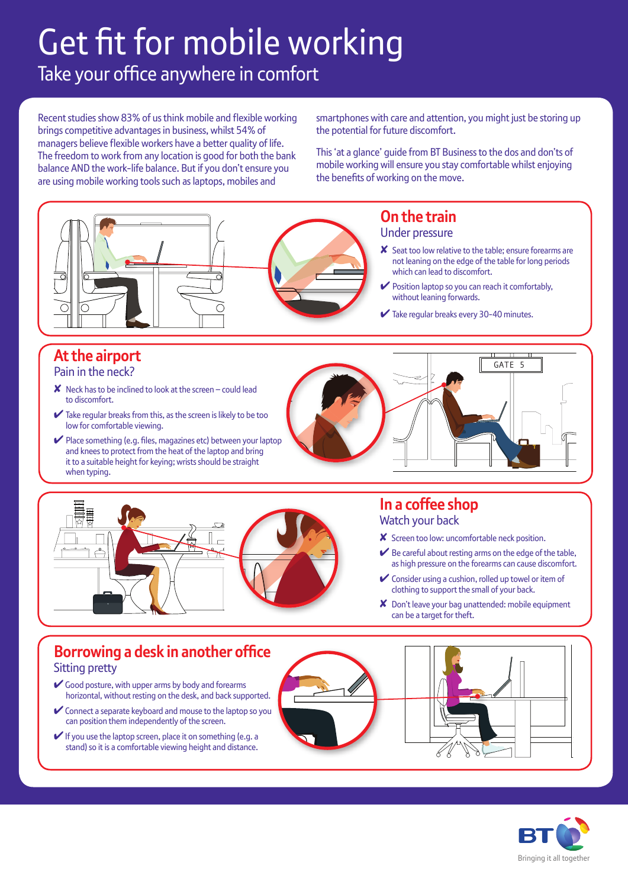# Get fit for mobile working

## Take your office anywhere in comfort

Recent studies show 83% of us think mobile and flexible working brings competitive advantages in business, whilst 54% of managers believe flexible workers have a better quality of life. The freedom to work from any location is good for both the bank balance AND the work-life balance. But if you don't ensure you are using mobile working tools such as laptops, mobiles and smartphones with care and attention, you might just be storing up the potential for future discomfort.

This 'at a glance' guide from BT Business to the dos and don'ts of mobile working will ensure you stay comfortable whilst enjoying the benefits of working on the move.

## On the train

### Under pressure

- ✘ Seat too low relative to the table; ensure forearms are not leaning on the edge of the table for long periods which can lead to discomfort.
- ✔ Position laptop so you can reach it comfortably, without leaning forwards.
- ✔ Take regular breaks every 30-40 minutes.

## At the airport

### Pain in the neck?

- ✘ Neck has to be inclined to look at the screen – could lead to discomfort.
- ✔ Take regular breaks from this, as the screen is likely to be too low for comfortable viewing.
- ✔ Place something (e.g. files, magazines etc) between your laptop and knees to protect from the heat of the laptop and bring it to a suitable height for keying; wrists should be straight when typing.

## In a coffee shop

### Watch your back

- ✘ Screen too low: uncomfortable neck position.
- ✔ Be careful about resting arms on the edge of the table, as high pressure on the forearms can cause discomfort.
- ✔ Consider using a cushion, rolled up towel or item of clothing to support the small of your back.
- ✘ Don't leave your bag unattended: mobile equipment can be a target for theft.

## Borrowing a desk in another office

### Sitting pretty

- ✔ Good posture, with upper arms by body and forearms horizontal, without resting on the desk, and back supported.
- ✔ Connect a separate keyboard and mouse to the laptop so you can position them independently of the screen.
- ✔ If you use the laptop screen, place it on something (e.g. a stand) so it is a comfortable viewing height and distance.

BT
Bringing it all together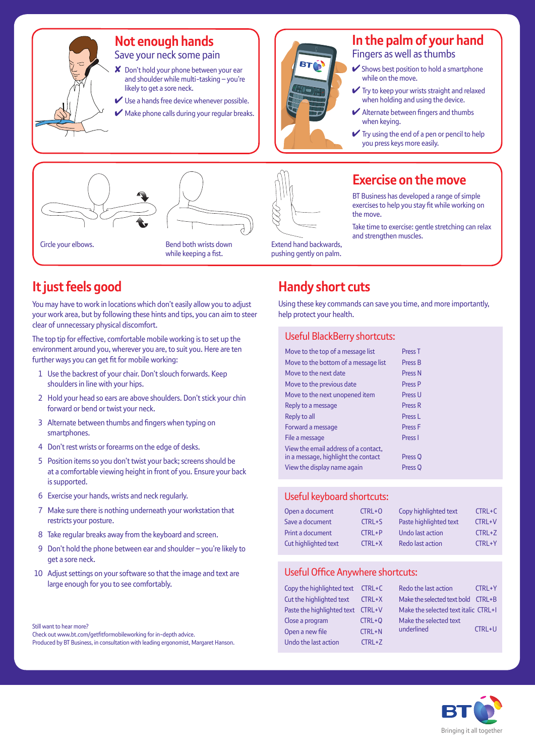## Not enough hands

### Save your neck some pain

- ✘ Don't hold your phone between your ear and shoulder while multi-tasking – you're likely to get a sore neck.
- ✔ Use a hands free device whenever possible.
- ✔ Make phone calls during your regular breaks.

## In the palm of your hand

### Fingers as well as thumbs

- ✔ Shows best position to hold a smartphone while on the move.
- ✔ Try to keep your wrists straight and relaxed when holding and using the device.
- ✔ Alternate between fingers and thumbs when keying.
- ✔ Try using the end of a pen or pencil to help you press keys more easily.

Circle your elbows.

Bend both wrists down while keeping a fist.

Extend hand backwards, pushing gently on palm.

## Exercise on the move

BT Business has developed a range of simple exercises to help you stay fit while working on the move.

Take time to exercise: gentle stretching can relax and strengthen muscles.

## It just feels good

You may have to work in locations which don't easily allow you to adjust your work area, but by following these hints and tips, you can aim to steer clear of unnecessary physical discomfort.

The top tip for effective, comfortable mobile working is to set up the environment around you, wherever you are, to suit you. Here are ten further ways you can get fit for mobile working:

1. Use the backrest of your chair. Don't slouch forwards. Keep shoulders in line with your hips.
2. Hold your head so ears are above shoulders. Don't stick your chin forward or bend or twist your neck.
3. Alternate between thumbs and fingers when typing on smartphones.
4. Don't rest wrists or forearms on the edge of desks.
5. Position items so you don't twist your back; screens should be at a comfortable viewing height in front of you. Ensure your back is supported.
6. Exercise your hands, wrists and neck regularly.
7. Make sure there is nothing underneath your workstation that restricts your posture.
8. Take regular breaks away from the keyboard and screen.
9. Don't hold the phone between ear and shoulder – you're likely to get a sore neck.
10. Adjust settings on your software so that the image and text are large enough for you to see comfortably.

Still want to hear more?
Check out www.bt.com/getfitformobileworking for in-depth advice.
Produced by BT Business, in consultation with leading ergonomist, Margaret Hanson.

## Handy short cuts

Using these key commands can save you time, and more importantly, help protect your health.

### Useful BlackBerry shortcuts:

| | |
|---|---|
| Move to the top of a message list | Press T |
| Move to the bottom of a message list | Press B |
| Move to the next date | Press N |
| Move to the previous date | Press P |
| Move to the next unopened item | Press U |
| Reply to a message | Press R |
| Reply to all | Press L |
| Forward a message | Press F |
| File a message | Press I |
| View the email address of a contact, in a message, highlight the contact | Press Q |
| View the display name again | Press Q |

### Useful keyboard shortcuts:

| | | | |
|---|---|---|---|
| Open a document | CTRL+O | Copy highlighted text | CTRL+C |
| Save a document | CTRL+S | Paste highlighted text | CTRL+V |
| Print a document | CTRL+P | Undo last action | CTRL+Z |
| Cut highlighted text | CTRL+X | Redo last action | CTRL+Y |

### Useful Office Anywhere shortcuts:

| | | | |
|---|---|---|---|
| Copy the highlighted text | CTRL+C | Redo the last action | CTRL+Y |
| Cut the highlighted text | CTRL+X | Make the selected text bold | CTRL+B |
| Paste the highlighted text | CTRL+V | Make the selected text italic | CTRL+I |
| Close a program | CTRL+Q | Make the selected text underlined | CTRL+U |
| Open a new file | CTRL+N | | |
| Undo the last action | CTRL+Z | | |

BT
Bringing it all together